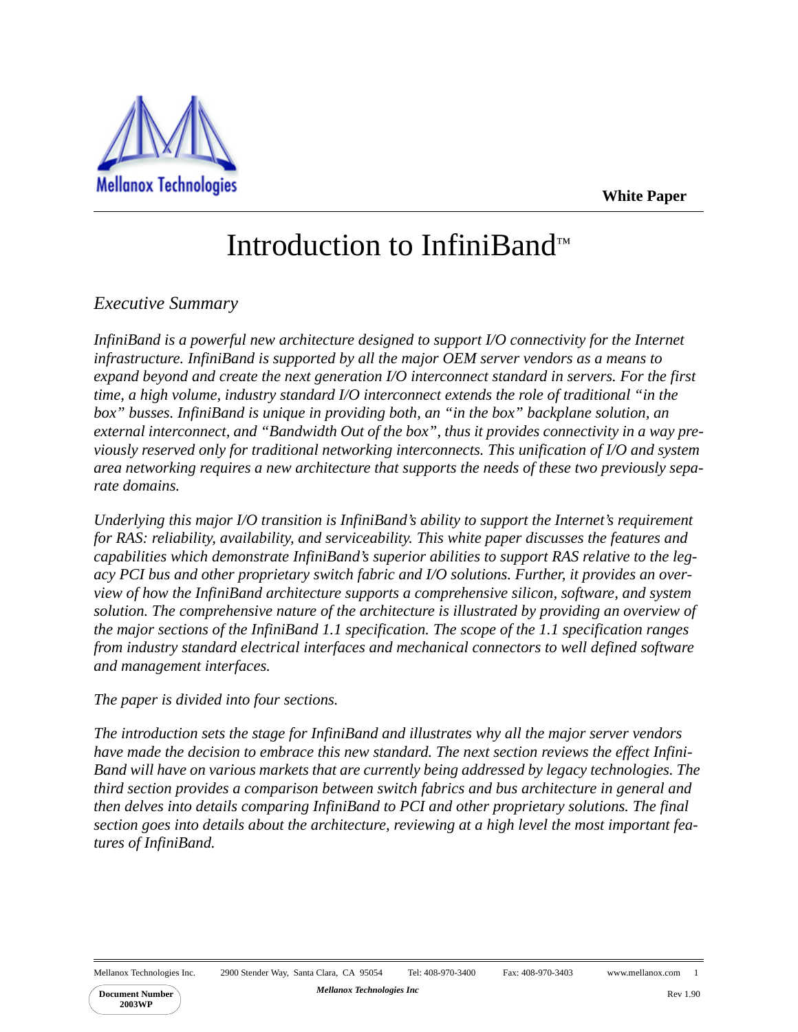White Paper

# Introduction to InfiniBand™

## *Executive Summary*

*InfiniBand is a powerful new architecture designed to support I/O connectivity for the Internet infrastructure. InfiniBand is supported by all the major OEM server vendors as a means to expand beyond and create the next generation I/O interconnect standard in servers. For the first time, a high volume, industry standard I/O interconnect extends the role of traditional "in the box" busses. InfiniBand is unique in providing both, an "in the box" backplane solution, an external interconnect, and "Bandwidth Out of the box", thus it provides connectivity in a way previously reserved only for traditional networking interconnects. This unification of I/O and system area networking requires a new architecture that supports the needs of these two previously separate domains.*

*Underlying this major I/O transition is InfiniBand's ability to support the Internet's requirement for RAS: reliability, availability, and serviceability. This white paper discusses the features and capabilities which demonstrate InfiniBand's superior abilities to support RAS relative to the legacy PCI bus and other proprietary switch fabric and I/O solutions. Further, it provides an overview of how the InfiniBand architecture supports a comprehensive silicon, software, and system solution. The comprehensive nature of the architecture is illustrated by providing an overview of the major sections of the InfiniBand 1.1 specification. The scope of the 1.1 specification ranges from industry standard electrical interfaces and mechanical connectors to well defined software and management interfaces.*

*The paper is divided into four sections.*

*The introduction sets the stage for InfiniBand and illustrates why all the major server vendors have made the decision to embrace this new standard. The next section reviews the effect InfiniBand will have on various markets that are currently being addressed by legacy technologies. The third section provides a comparison between switch fabrics and bus architecture in general and then delves into details comparing InfiniBand to PCI and other proprietary solutions. The final section goes into details about the architecture, reviewing at a high level the most important features of InfiniBand.*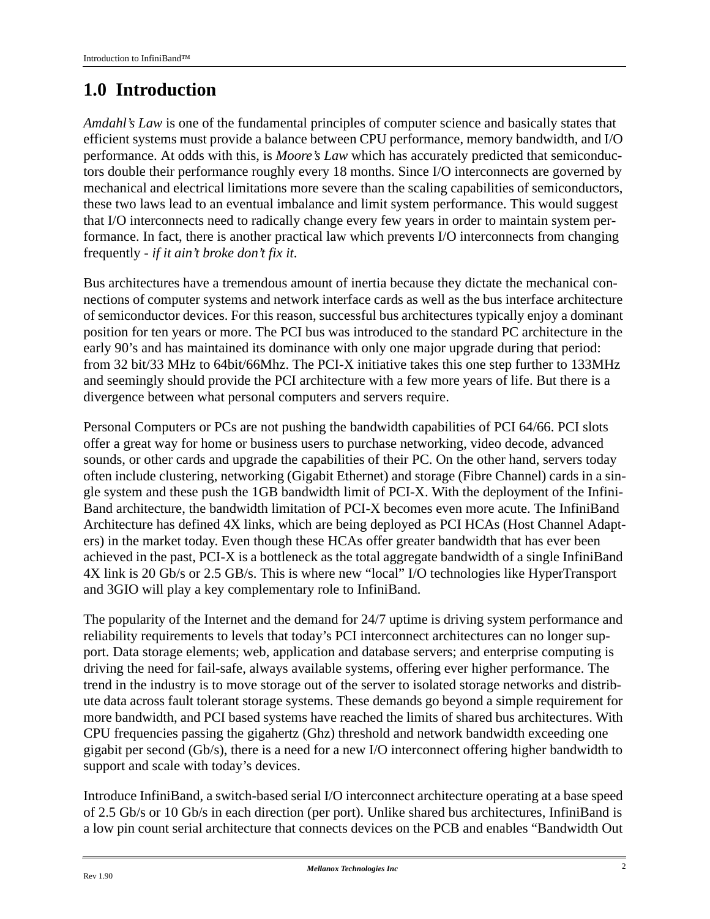# 1.0 Introduction

*Amdahl's Law* is one of the fundamental principles of computer science and basically states that efficient systems must provide a balance between CPU performance, memory bandwidth, and I/O performance. At odds with this, is *Moore's Law* which has accurately predicted that semiconductors double their performance roughly every 18 months. Since I/O interconnects are governed by mechanical and electrical limitations more severe than the scaling capabilities of semiconductors, these two laws lead to an eventual imbalance and limit system performance. This would suggest that I/O interconnects need to radically change every few years in order to maintain system performance. In fact, there is another practical law which prevents I/O interconnects from changing frequently - *if it ain't broke don't fix it*.

Bus architectures have a tremendous amount of inertia because they dictate the mechanical connections of computer systems and network interface cards as well as the bus interface architecture of semiconductor devices. For this reason, successful bus architectures typically enjoy a dominant position for ten years or more. The PCI bus was introduced to the standard PC architecture in the early 90's and has maintained its dominance with only one major upgrade during that period: from 32 bit/33 MHz to 64bit/66Mhz. The PCI-X initiative takes this one step further to 133MHz and seemingly should provide the PCI architecture with a few more years of life. But there is a divergence between what personal computers and servers require.

Personal Computers or PCs are not pushing the bandwidth capabilities of PCI 64/66. PCI slots offer a great way for home or business users to purchase networking, video decode, advanced sounds, or other cards and upgrade the capabilities of their PC. On the other hand, servers today often include clustering, networking (Gigabit Ethernet) and storage (Fibre Channel) cards in a single system and these push the 1GB bandwidth limit of PCI-X. With the deployment of the InfiniBand architecture, the bandwidth limitation of PCI-X becomes even more acute. The InfiniBand Architecture has defined 4X links, which are being deployed as PCI HCAs (Host Channel Adapters) in the market today. Even though these HCAs offer greater bandwidth that has ever been achieved in the past, PCI-X is a bottleneck as the total aggregate bandwidth of a single InfiniBand 4X link is 20 Gb/s or 2.5 GB/s. This is where new "local" I/O technologies like HyperTransport and 3GIO will play a key complementary role to InfiniBand.

The popularity of the Internet and the demand for 24/7 uptime is driving system performance and reliability requirements to levels that today's PCI interconnect architectures can no longer support. Data storage elements; web, application and database servers; and enterprise computing is driving the need for fail-safe, always available systems, offering ever higher performance. The trend in the industry is to move storage out of the server to isolated storage networks and distribute data across fault tolerant storage systems. These demands go beyond a simple requirement for more bandwidth, and PCI based systems have reached the limits of shared bus architectures. With CPU frequencies passing the gigahertz (Ghz) threshold and network bandwidth exceeding one gigabit per second (Gb/s), there is a need for a new I/O interconnect offering higher bandwidth to support and scale with today's devices.

Introduce InfiniBand, a switch-based serial I/O interconnect architecture operating at a base speed of 2.5 Gb/s or 10 Gb/s in each direction (per port). Unlike shared bus architectures, InfiniBand is a low pin count serial architecture that connects devices on the PCB and enables "Bandwidth Out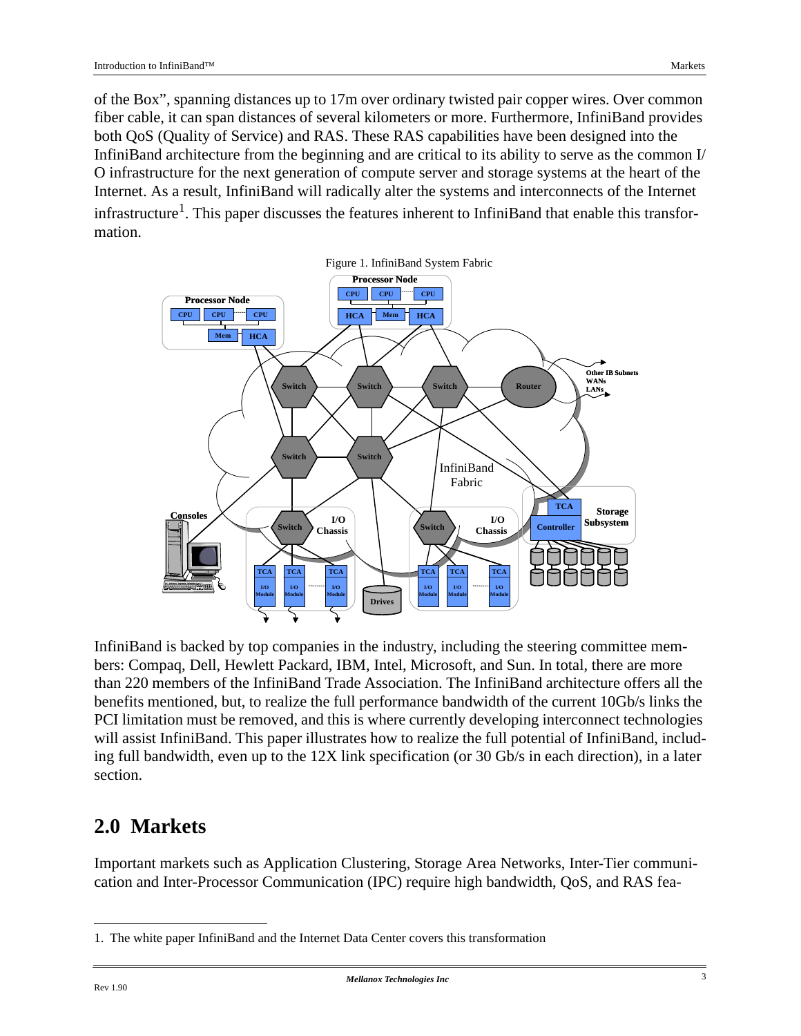of the Box", spanning distances up to 17m over ordinary twisted pair copper wires. Over common fiber cable, it can span distances of several kilometers or more. Furthermore, InfiniBand provides both QoS (Quality of Service) and RAS. These RAS capabilities have been designed into the InfiniBand architecture from the beginning and are critical to its ability to serve as the common I/O infrastructure for the next generation of compute server and storage systems at the heart of the Internet. As a result, InfiniBand will radically alter the systems and interconnects of the Internet infrastructure[1]. This paper discusses the features inherent to InfiniBand that enable this transformation.

Figure 1. InfiniBand System Fabric

InfiniBand is backed by top companies in the industry, including the steering committee members: Compaq, Dell, Hewlett Packard, IBM, Intel, Microsoft, and Sun. In total, there are more than 220 members of the InfiniBand Trade Association. The InfiniBand architecture offers all the benefits mentioned, but, to realize the full performance bandwidth of the current 10Gb/s links the PCI limitation must be removed, and this is where currently developing interconnect technologies will assist InfiniBand. This paper illustrates how to realize the full potential of InfiniBand, including full bandwidth, even up to the 12X link specification (or 30 Gb/s in each direction), in a later section.

## 2.0 Markets

Important markets such as Application Clustering, Storage Area Networks, Inter-Tier communication and Inter-Processor Communication (IPC) require high bandwidth, QoS, and RAS fea-

1. The white paper InfiniBand and the Internet Data Center covers this transformation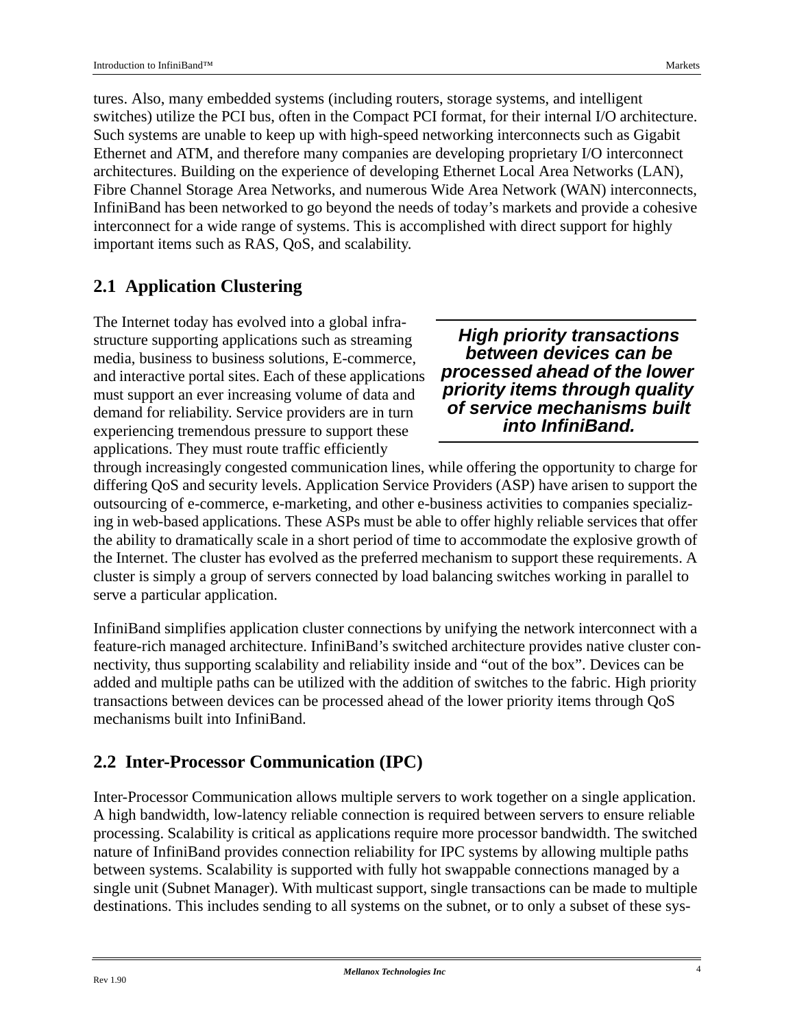tures. Also, many embedded systems (including routers, storage systems, and intelligent switches) utilize the PCI bus, often in the Compact PCI format, for their internal I/O architecture. Such systems are unable to keep up with high-speed networking interconnects such as Gigabit Ethernet and ATM, and therefore many companies are developing proprietary I/O interconnect architectures. Building on the experience of developing Ethernet Local Area Networks (LAN), Fibre Channel Storage Area Networks, and numerous Wide Area Network (WAN) interconnects, InfiniBand has been networked to go beyond the needs of today's markets and provide a cohesive interconnect for a wide range of systems. This is accomplished with direct support for highly important items such as RAS, QoS, and scalability.

## 2.1 Application Clustering

*High priority transactions between devices can be processed ahead of the lower priority items through quality of service mechanisms built into InfiniBand.*

The Internet today has evolved into a global infrastructure supporting applications such as streaming media, business to business solutions, E-commerce, and interactive portal sites. Each of these applications must support an ever increasing volume of data and demand for reliability. Service providers are in turn experiencing tremendous pressure to support these applications. They must route traffic efficiently through increasingly congested communication lines, while offering the opportunity to charge for differing QoS and security levels. Application Service Providers (ASP) have arisen to support the outsourcing of e-commerce, e-marketing, and other e-business activities to companies specializing in web-based applications. These ASPs must be able to offer highly reliable services that offer the ability to dramatically scale in a short period of time to accommodate the explosive growth of the Internet. The cluster has evolved as the preferred mechanism to support these requirements. A cluster is simply a group of servers connected by load balancing switches working in parallel to serve a particular application.

InfiniBand simplifies application cluster connections by unifying the network interconnect with a feature-rich managed architecture. InfiniBand's switched architecture provides native cluster connectivity, thus supporting scalability and reliability inside and "out of the box". Devices can be added and multiple paths can be utilized with the addition of switches to the fabric. High priority transactions between devices can be processed ahead of the lower priority items through QoS mechanisms built into InfiniBand.

## 2.2 Inter-Processor Communication (IPC)

Inter-Processor Communication allows multiple servers to work together on a single application. A high bandwidth, low-latency reliable connection is required between servers to ensure reliable processing. Scalability is critical as applications require more processor bandwidth. The switched nature of InfiniBand provides connection reliability for IPC systems by allowing multiple paths between systems. Scalability is supported with fully hot swappable connections managed by a single unit (Subnet Manager). With multicast support, single transactions can be made to multiple destinations. This includes sending to all systems on the subnet, or to only a subset of these sys-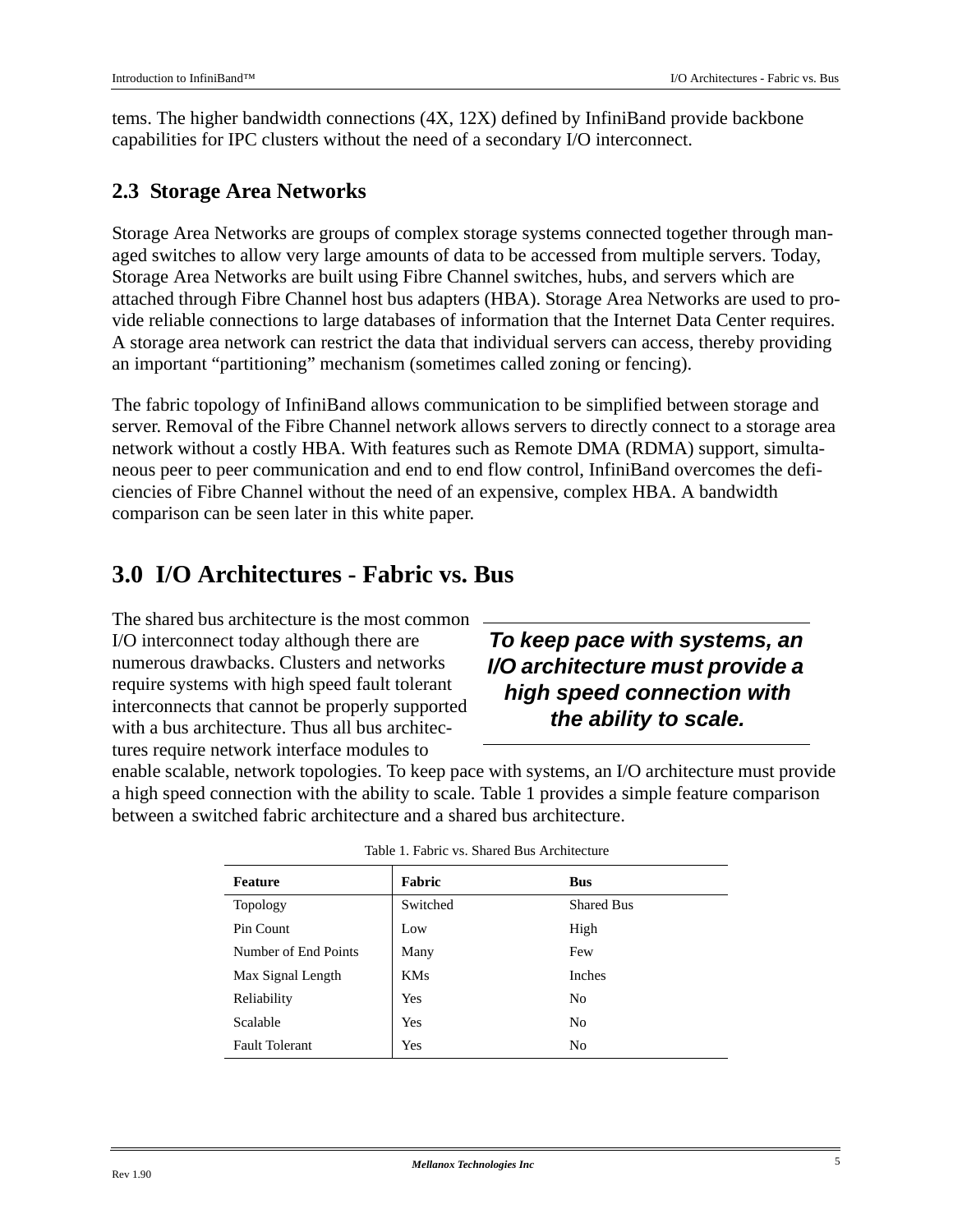tems. The higher bandwidth connections (4X, 12X) defined by InfiniBand provide backbone capabilities for IPC clusters without the need of a secondary I/O interconnect.

## 2.3 Storage Area Networks

Storage Area Networks are groups of complex storage systems connected together through managed switches to allow very large amounts of data to be accessed from multiple servers. Today, Storage Area Networks are built using Fibre Channel switches, hubs, and servers which are attached through Fibre Channel host bus adapters (HBA). Storage Area Networks are used to provide reliable connections to large databases of information that the Internet Data Center requires. A storage area network can restrict the data that individual servers can access, thereby providing an important "partitioning" mechanism (sometimes called zoning or fencing).

The fabric topology of InfiniBand allows communication to be simplified between storage and server. Removal of the Fibre Channel network allows servers to directly connect to a storage area network without a costly HBA. With features such as Remote DMA (RDMA) support, simultaneous peer to peer communication and end to end flow control, InfiniBand overcomes the deficiencies of Fibre Channel without the need of an expensive, complex HBA. A bandwidth comparison can be seen later in this white paper.

# 3.0 I/O Architectures - Fabric vs. Bus

The shared bus architecture is the most common I/O interconnect today although there are numerous drawbacks. Clusters and networks require systems with high speed fault tolerant interconnects that cannot be properly supported with a bus architecture. Thus all bus architectures require network interface modules to enable scalable, network topologies. To keep pace with systems, an I/O architecture must provide a high speed connection with the ability to scale. Table 1 provides a simple feature comparison between a switched fabric architecture and a shared bus architecture.

> ***To keep pace with systems, an I/O architecture must provide a high speed connection with the ability to scale.***

Table 1. Fabric vs. Shared Bus Architecture

| Feature | Fabric | Bus |
|---|---|---|
| Topology | Switched | Shared Bus |
| Pin Count | Low | High |
| Number of End Points | Many | Few |
| Max Signal Length | KMs | Inches |
| Reliability | Yes | No |
| Scalable | Yes | No |
| Fault Tolerant | Yes | No |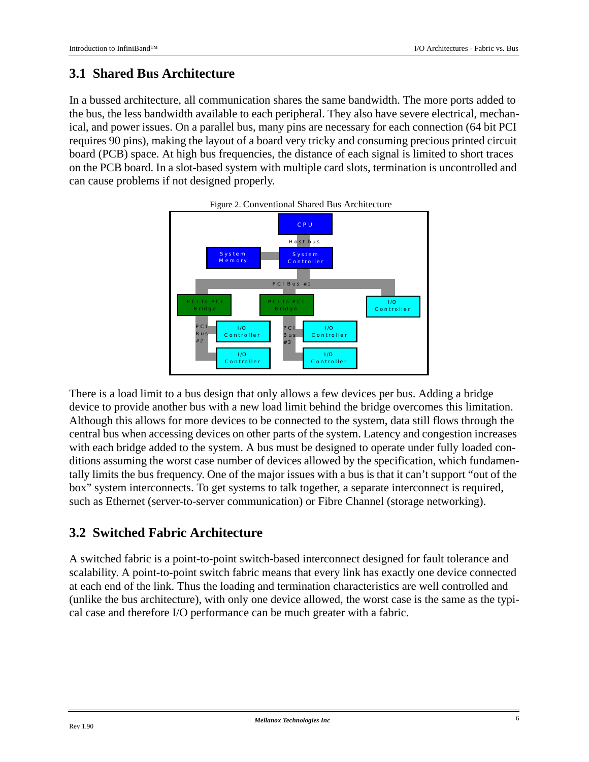## 3.1 Shared Bus Architecture

In a bussed architecture, all communication shares the same bandwidth. The more ports added to the bus, the less bandwidth available to each peripheral. They also have severe electrical, mechanical, and power issues. On a parallel bus, many pins are necessary for each connection (64 bit PCI requires 90 pins), making the layout of a board very tricky and consuming precious printed circuit board (PCB) space. At high bus frequencies, the distance of each signal is limited to short traces on the PCB board. In a slot-based system with multiple card slots, termination is uncontrolled and can cause problems if not designed properly.

Figure 2. Conventional Shared Bus Architecture

There is a load limit to a bus design that only allows a few devices per bus. Adding a bridge device to provide another bus with a new load limit behind the bridge overcomes this limitation. Although this allows for more devices to be connected to the system, data still flows through the central bus when accessing devices on other parts of the system. Latency and congestion increases with each bridge added to the system. A bus must be designed to operate under fully loaded conditions assuming the worst case number of devices allowed by the specification, which fundamentally limits the bus frequency. One of the major issues with a bus is that it can't support "out of the box" system interconnects. To get systems to talk together, a separate interconnect is required, such as Ethernet (server-to-server communication) or Fibre Channel (storage networking).

## 3.2 Switched Fabric Architecture

A switched fabric is a point-to-point switch-based interconnect designed for fault tolerance and scalability. A point-to-point switch fabric means that every link has exactly one device connected at each end of the link. Thus the loading and termination characteristics are well controlled and (unlike the bus architecture), with only one device allowed, the worst case is the same as the typical case and therefore I/O performance can be much greater with a fabric.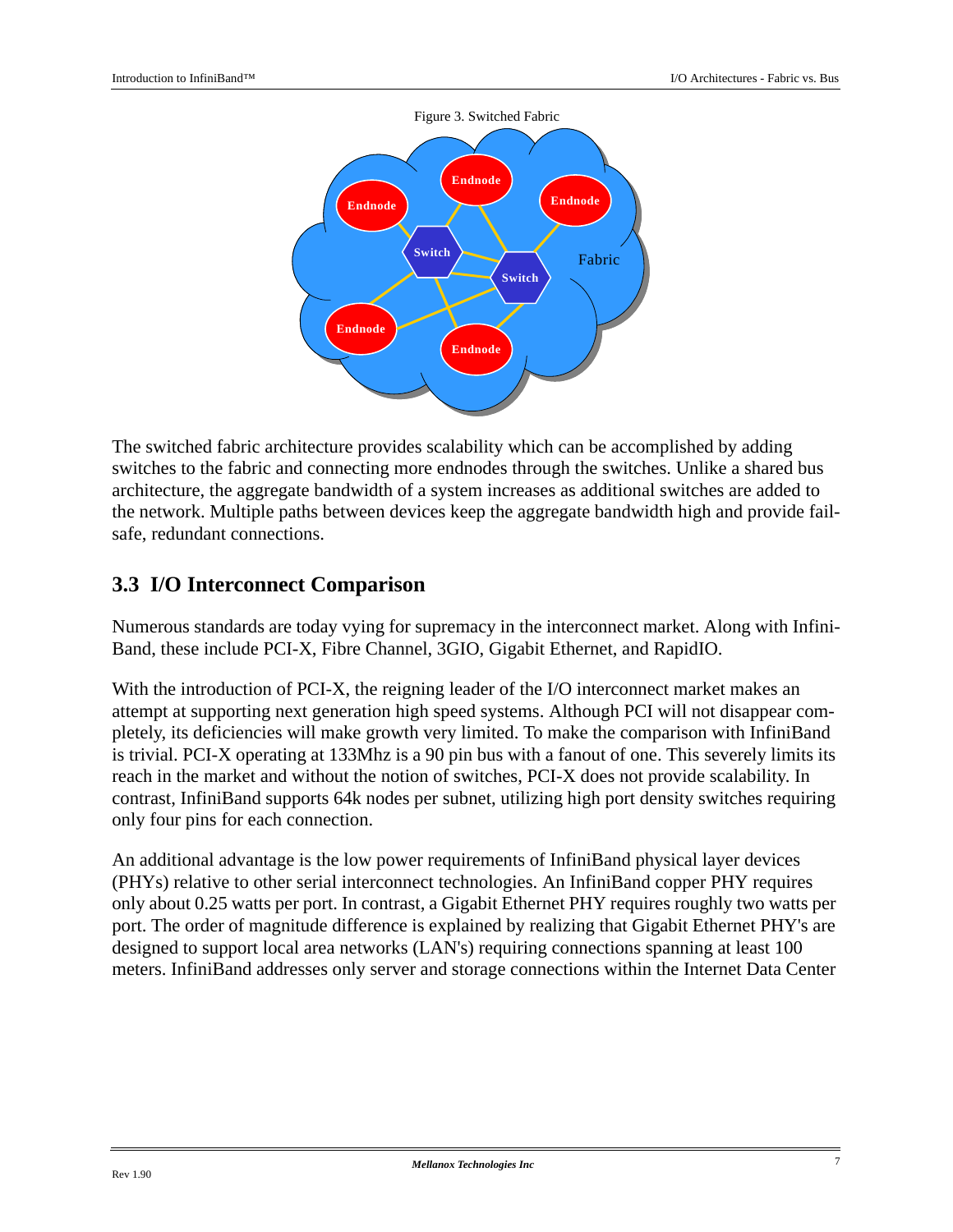Figure 3. Switched Fabric

The switched fabric architecture provides scalability which can be accomplished by adding switches to the fabric and connecting more endnodes through the switches. Unlike a shared bus architecture, the aggregate bandwidth of a system increases as additional switches are added to the network. Multiple paths between devices keep the aggregate bandwidth high and provide fail-safe, redundant connections.

## 3.3 I/O Interconnect Comparison

Numerous standards are today vying for supremacy in the interconnect market. Along with InfiniBand, these include PCI-X, Fibre Channel, 3GIO, Gigabit Ethernet, and RapidIO.

With the introduction of PCI-X, the reigning leader of the I/O interconnect market makes an attempt at supporting next generation high speed systems. Although PCI will not disappear completely, its deficiencies will make growth very limited. To make the comparison with InfiniBand is trivial. PCI-X operating at 133Mhz is a 90 pin bus with a fanout of one. This severely limits its reach in the market and without the notion of switches, PCI-X does not provide scalability. In contrast, InfiniBand supports 64k nodes per subnet, utilizing high port density switches requiring only four pins for each connection.

An additional advantage is the low power requirements of InfiniBand physical layer devices (PHYs) relative to other serial interconnect technologies. An InfiniBand copper PHY requires only about 0.25 watts per port. In contrast, a Gigabit Ethernet PHY requires roughly two watts per port. The order of magnitude difference is explained by realizing that Gigabit Ethernet PHY's are designed to support local area networks (LAN's) requiring connections spanning at least 100 meters. InfiniBand addresses only server and storage connections within the Internet Data Center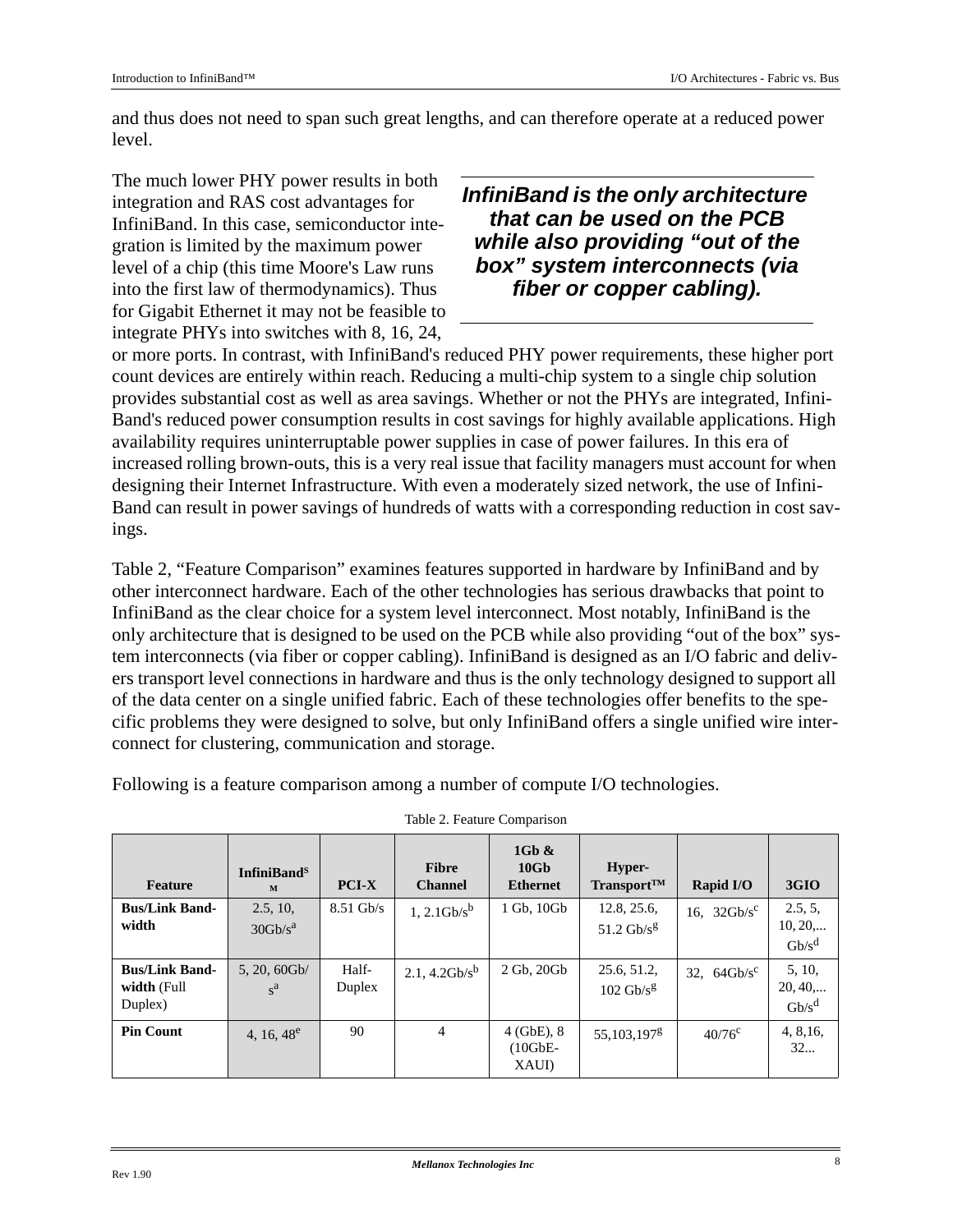and thus does not need to span such great lengths, and can therefore operate at a reduced power level.

The much lower PHY power results in both integration and RAS cost advantages for InfiniBand. In this case, semiconductor integration is limited by the maximum power level of a chip (this time Moore's Law runs into the first law of thermodynamics). Thus for Gigabit Ethernet it may not be feasible to integrate PHYs into switches with 8, 16, 24, or more ports. In contrast, with InfiniBand's reduced PHY power requirements, these higher port count devices are entirely within reach. Reducing a multi-chip system to a single chip solution provides substantial cost as well as area savings. Whether or not the PHYs are integrated, InfiniBand's reduced power consumption results in cost savings for highly available applications. High availability requires uninterruptable power supplies in case of power failures. In this era of increased rolling brown-outs, this is a very real issue that facility managers must account for when designing their Internet Infrastructure. With even a moderately sized network, the use of InfiniBand can result in power savings of hundreds of watts with a corresponding reduction in cost savings.

> ***InfiniBand is the only architecture that can be used on the PCB while also providing "out of the box" system interconnects (via fiber or copper cabling).***

Table 2, "Feature Comparison" examines features supported in hardware by InfiniBand and by other interconnect hardware. Each of the other technologies has serious drawbacks that point to InfiniBand as the clear choice for a system level interconnect. Most notably, InfiniBand is the only architecture that is designed to be used on the PCB while also providing "out of the box" system interconnects (via fiber or copper cabling). InfiniBand is designed as an I/O fabric and delivers transport level connections in hardware and thus is the only technology designed to support all of the data center on a single unified fabric. Each of these technologies offer benefits to the specific problems they were designed to solve, but only InfiniBand offers a single unified wire interconnect for clustering, communication and storage.

Following is a feature comparison among a number of compute I/O technologies.

Table 2. Feature Comparison

| Feature | InfiniBand℠ | PCI-X | Fibre Channel | 1Gb & 10Gb Ethernet | Hyper-Transport™ | Rapid I/O | 3GIO |
|---|---|---|---|---|---|---|---|
| **Bus/Link Bandwidth** | 2.5, 10, 30Gb/s[a] | 8.51 Gb/s | 1, 2.1Gb/s[b] | 1 Gb, 10Gb | 12.8, 25.6, 51.2 Gb/s[g] | 16, 32Gb/s[c] | 2.5, 5, 10, 20,... Gb/s[d] |
| **Bus/Link Bandwidth** (Full Duplex) | 5, 20, 60Gb/s[a] | Half-Duplex | 2.1, 4.2Gb/s[b] | 2 Gb, 20Gb | 25.6, 51.2, 102 Gb/s[g] | 32, 64Gb/s[c] | 5, 10, 20, 40,... Gb/s[d] |
| **Pin Count** | 4, 16, 48[e] | 90 | 4 | 4 (GbE), 8 (10GbE-XAUI) | 55,103,197[g] | 40/76[c] | 4, 8,16, 32... |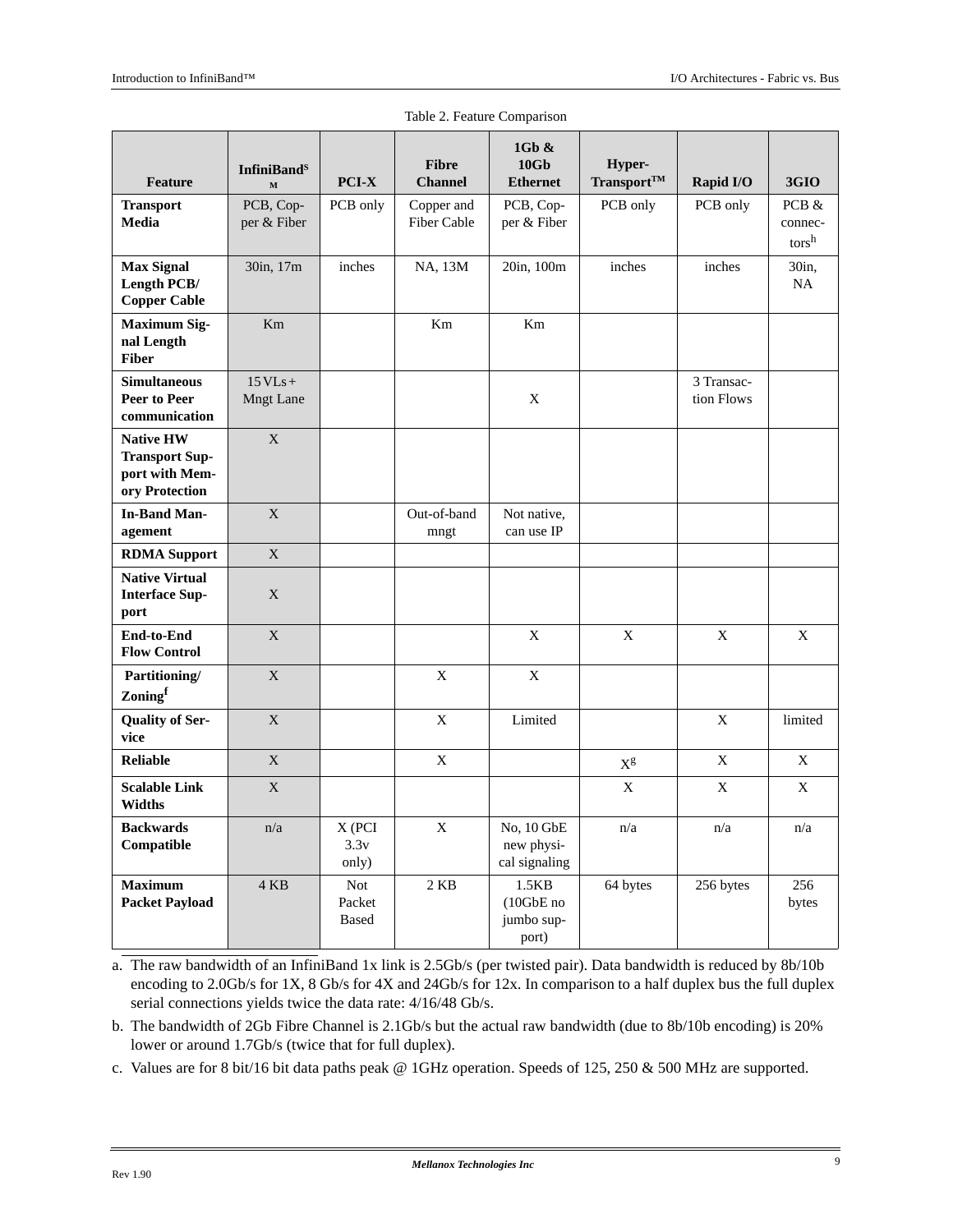Table 2. Feature Comparison

| Feature | InfiniBand[SM] | PCI-X | Fibre Channel | 1Gb & 10Gb Ethernet | Hyper-Transport™ | Rapid I/O | 3GIO |
|---|---|---|---|---|---|---|---|
| **Transport Media** | PCB, Copper & Fiber | PCB only | Copper and Fiber Cable | PCB, Copper & Fiber | PCB only | PCB only | PCB & connectors[h] |
| **Max Signal Length PCB/ Copper Cable** | 30in, 17m | inches | NA, 13M | 20in, 100m | inches | inches | 30in, NA |
| **Maximum Signal Length Fiber** | Km | | Km | Km | | | |
| **Simultaneous Peer to Peer communication** | 15 VLs + Mngt Lane | | | X | | 3 Transaction Flows | |
| **Native HW Transport Support with Memory Protection** | X | | | | | | |
| **In-Band Management** | X | | Out-of-band mngt | Not native, can use IP | | | |
| **RDMA Support** | X | | | | | | |
| **Native Virtual Interface Support** | X | | | | | | |
| **End-to-End Flow Control** | X | | | X | X | X | X |
| **Partitioning/ Zoning[f]** | X | | X | X | | | |
| **Quality of Service** | X | | X | Limited | | X | limited |
| **Reliable** | X | | X | | X[g] | X | X |
| **Scalable Link Widths** | X | | | | X | X | X |
| **Backwards Compatible** | n/a | X (PCI 3.3v only) | X | No, 10 GbE new physical signaling | n/a | n/a | n/a |
| **Maximum Packet Payload** | 4 KB | Not Packet Based | 2 KB | 1.5KB (10GbE no jumbo support) | 64 bytes | 256 bytes | 256 bytes |

a. The raw bandwidth of an InfiniBand 1x link is 2.5Gb/s (per twisted pair). Data bandwidth is reduced by 8b/10b encoding to 2.0Gb/s for 1X, 8 Gb/s for 4X and 24Gb/s for 12x. In comparison to a half duplex bus the full duplex serial connections yields twice the data rate: 4/16/48 Gb/s.

b. The bandwidth of 2Gb Fibre Channel is 2.1Gb/s but the actual raw bandwidth (due to 8b/10b encoding) is 20% lower or around 1.7Gb/s (twice that for full duplex).

c. Values are for 8 bit/16 bit data paths peak @ 1GHz operation. Speeds of 125, 250 & 500 MHz are supported.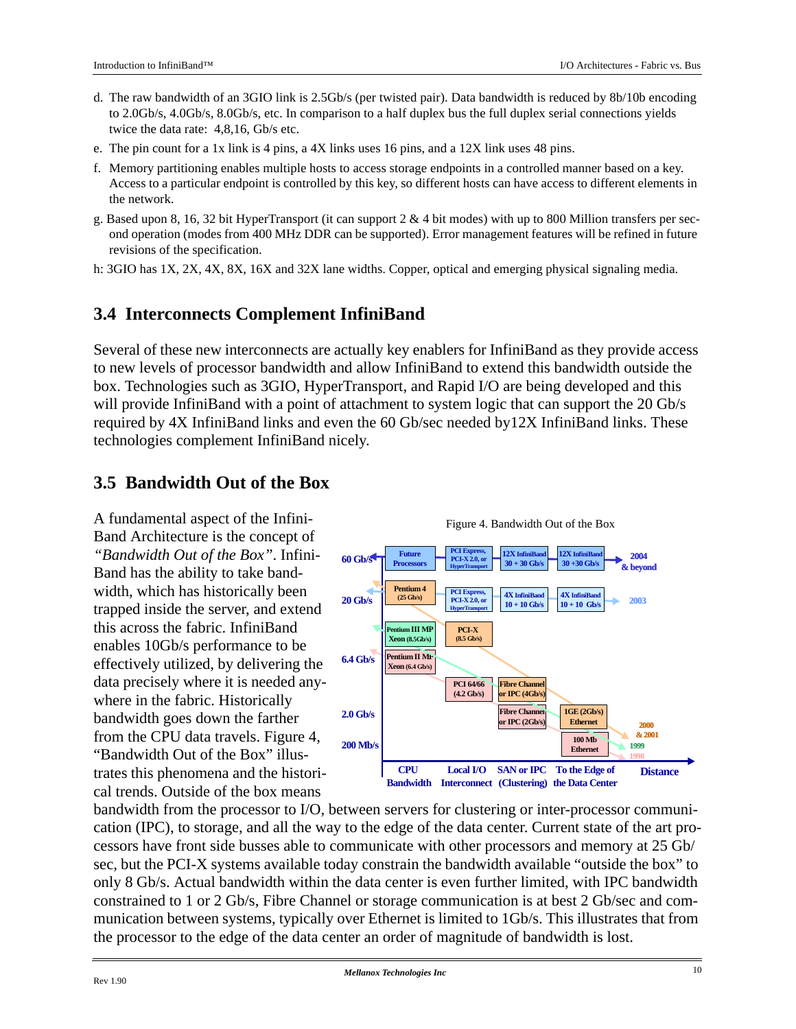d. The raw bandwidth of an 3GIO link is 2.5Gb/s (per twisted pair). Data bandwidth is reduced by 8b/10b encoding to 2.0Gb/s, 4.0Gb/s, 8.0Gb/s, etc. In comparison to a half duplex bus the full duplex serial connections yields twice the data rate: 4,8,16, Gb/s etc.

e. The pin count for a 1x link is 4 pins, a 4X links uses 16 pins, and a 12X link uses 48 pins.

f. Memory partitioning enables multiple hosts to access storage endpoints in a controlled manner based on a key. Access to a particular endpoint is controlled by this key, so different hosts can have access to different elements in the network.

g. Based upon 8, 16, 32 bit HyperTransport (it can support 2 & 4 bit modes) with up to 800 Million transfers per second operation (modes from 400 MHz DDR can be supported). Error management features will be refined in future revisions of the specification.

h: 3GIO has 1X, 2X, 4X, 8X, 16X and 32X lane widths. Copper, optical and emerging physical signaling media.

## 3.4 Interconnects Complement InfiniBand

Several of these new interconnects are actually key enablers for InfiniBand as they provide access to new levels of processor bandwidth and allow InfiniBand to extend this bandwidth outside the box. Technologies such as 3GIO, HyperTransport, and Rapid I/O are being developed and this will provide InfiniBand with a point of attachment to system logic that can support the 20 Gb/s required by 4X InfiniBand links and even the 60 Gb/sec needed by12X InfiniBand links. These technologies complement InfiniBand nicely.

## 3.5 Bandwidth Out of the Box

A fundamental aspect of the InfiniBand Architecture is the concept of *"Bandwidth Out of the Box"*. InfiniBand has the ability to take bandwidth, which has historically been trapped inside the server, and extend this across the fabric. InfiniBand enables 10Gb/s performance to be effectively utilized, by delivering the data precisely where it is needed anywhere in the fabric. Historically bandwidth goes down the farther from the CPU data travels. Figure 4, "Bandwidth Out of the Box" illustrates this phenomena and the historical trends. Outside of the box means bandwidth from the processor to I/O, between servers for clustering or inter-processor communication (IPC), to storage, and all the way to the edge of the data center. Current state of the art processors have front side busses able to communicate with other processors and memory at 25 Gb/sec, but the PCI-X systems available today constrain the bandwidth available "outside the box" to only 8 Gb/s. Actual bandwidth within the data center is even further limited, with IPC bandwidth constrained to 1 or 2 Gb/s, Fibre Channel or storage communication is at best 2 Gb/sec and communication between systems, typically over Ethernet is limited to 1Gb/s. This illustrates that from the processor to the edge of the data center an order of magnitude of bandwidth is lost.

Figure 4. Bandwidth Out of the Box

| | CPU Bandwidth | Local I/O Interconnect | SAN or IPC (Clustering) | To the Edge of the Data Center | |
|---|---|---|---|---|---|
| 60 Gb/s | Future Processors | PCI Express, PCI-X 2.0, or HyperTransport | 12X InfiniBand 30 + 30 Gb/s | 12X InfiniBand 30 +30 Gb/s | 2004 & beyond |
| 20 Gb/s | Pentium 4 (25 Gb/s) | PCI Express, PCI-X 2.0, or HyperTransport | 4X InfiniBand 10 + 10 Gb/s | 4X InfiniBand 10 + 10 Gb/s | 2003 |
| | Pentium III MP Xeon (8.5Gb/s) | PCI-X (8.5 Gb/s) | | | |
| 6.4 Gb/s | Pentium II MP Xeon (6.4 Gb/s) | | | | |
| | | PCI 64/66 (4.2 Gb/s) | Fibre Channel or IPC (4Gb/s) | | |
| 2.0 Gb/s | | | Fibre Channel or IPC (2Gb/s) | 1GE (2Gb/s) Ethernet | 2000 & 2001 |
| 200 Mb/s | | | | 100 Mb Ethernet | 1999, 1998 |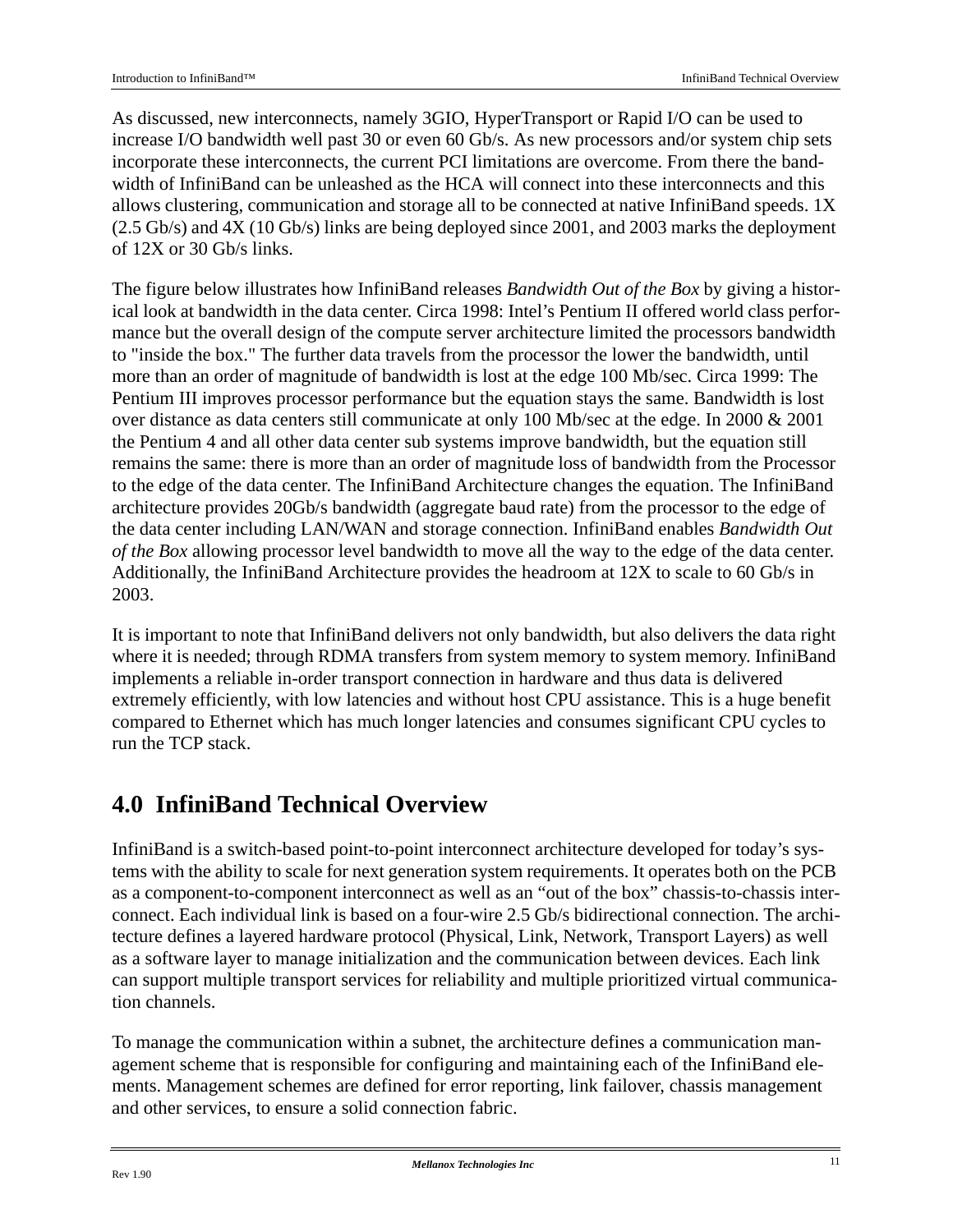As discussed, new interconnects, namely 3GIO, HyperTransport or Rapid I/O can be used to increase I/O bandwidth well past 30 or even 60 Gb/s. As new processors and/or system chip sets incorporate these interconnects, the current PCI limitations are overcome. From there the bandwidth of InfiniBand can be unleashed as the HCA will connect into these interconnects and this allows clustering, communication and storage all to be connected at native InfiniBand speeds. 1X (2.5 Gb/s) and 4X (10 Gb/s) links are being deployed since 2001, and 2003 marks the deployment of 12X or 30 Gb/s links.

The figure below illustrates how InfiniBand releases *Bandwidth Out of the Box* by giving a historical look at bandwidth in the data center. Circa 1998: Intel's Pentium II offered world class performance but the overall design of the compute server architecture limited the processors bandwidth to "inside the box." The further data travels from the processor the lower the bandwidth, until more than an order of magnitude of bandwidth is lost at the edge 100 Mb/sec. Circa 1999: The Pentium III improves processor performance but the equation stays the same. Bandwidth is lost over distance as data centers still communicate at only 100 Mb/sec at the edge. In 2000 & 2001 the Pentium 4 and all other data center sub systems improve bandwidth, but the equation still remains the same: there is more than an order of magnitude loss of bandwidth from the Processor to the edge of the data center. The InfiniBand Architecture changes the equation. The InfiniBand architecture provides 20Gb/s bandwidth (aggregate baud rate) from the processor to the edge of the data center including LAN/WAN and storage connection. InfiniBand enables *Bandwidth Out of the Box* allowing processor level bandwidth to move all the way to the edge of the data center. Additionally, the InfiniBand Architecture provides the headroom at 12X to scale to 60 Gb/s in 2003.

It is important to note that InfiniBand delivers not only bandwidth, but also delivers the data right where it is needed; through RDMA transfers from system memory to system memory. InfiniBand implements a reliable in-order transport connection in hardware and thus data is delivered extremely efficiently, with low latencies and without host CPU assistance. This is a huge benefit compared to Ethernet which has much longer latencies and consumes significant CPU cycles to run the TCP stack.

# 4.0 InfiniBand Technical Overview

InfiniBand is a switch-based point-to-point interconnect architecture developed for today's systems with the ability to scale for next generation system requirements. It operates both on the PCB as a component-to-component interconnect as well as an "out of the box" chassis-to-chassis interconnect. Each individual link is based on a four-wire 2.5 Gb/s bidirectional connection. The architecture defines a layered hardware protocol (Physical, Link, Network, Transport Layers) as well as a software layer to manage initialization and the communication between devices. Each link can support multiple transport services for reliability and multiple prioritized virtual communication channels.

To manage the communication within a subnet, the architecture defines a communication management scheme that is responsible for configuring and maintaining each of the InfiniBand elements. Management schemes are defined for error reporting, link failover, chassis management and other services, to ensure a solid connection fabric.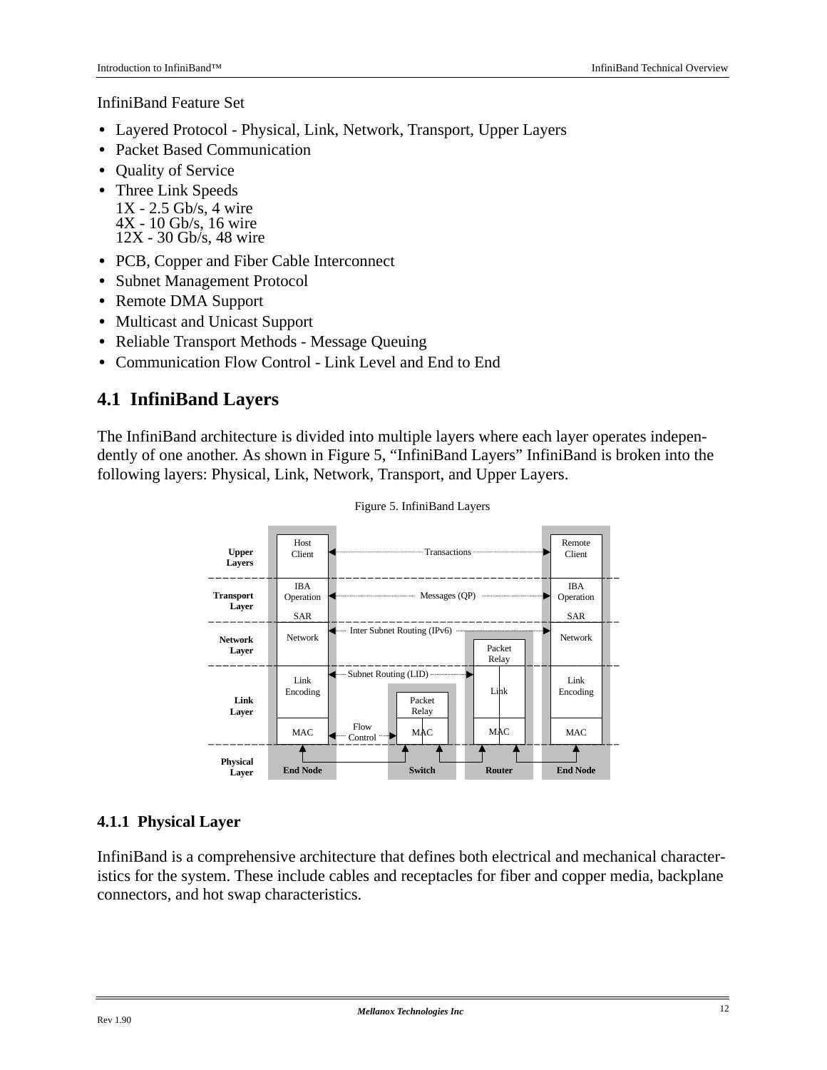InfiniBand Feature Set

- Layered Protocol - Physical, Link, Network, Transport, Upper Layers
- Packet Based Communication
- Quality of Service
- Three Link Speeds
  1X - 2.5 Gb/s, 4 wire
  4X - 10 Gb/s, 16 wire
  12X - 30 Gb/s, 48 wire
- PCB, Copper and Fiber Cable Interconnect
- Subnet Management Protocol
- Remote DMA Support
- Multicast and Unicast Support
- Reliable Transport Methods - Message Queuing
- Communication Flow Control - Link Level and End to End

## 4.1 InfiniBand Layers

The InfiniBand architecture is divided into multiple layers where each layer operates independently of one another. As shown in Figure 5, “InfiniBand Layers” InfiniBand is broken into the following layers: Physical, Link, Network, Transport, and Upper Layers.

Figure 5. InfiniBand Layers

### 4.1.1 Physical Layer

InfiniBand is a comprehensive architecture that defines both electrical and mechanical characteristics for the system. These include cables and receptacles for fiber and copper media, backplane connectors, and hot swap characteristics.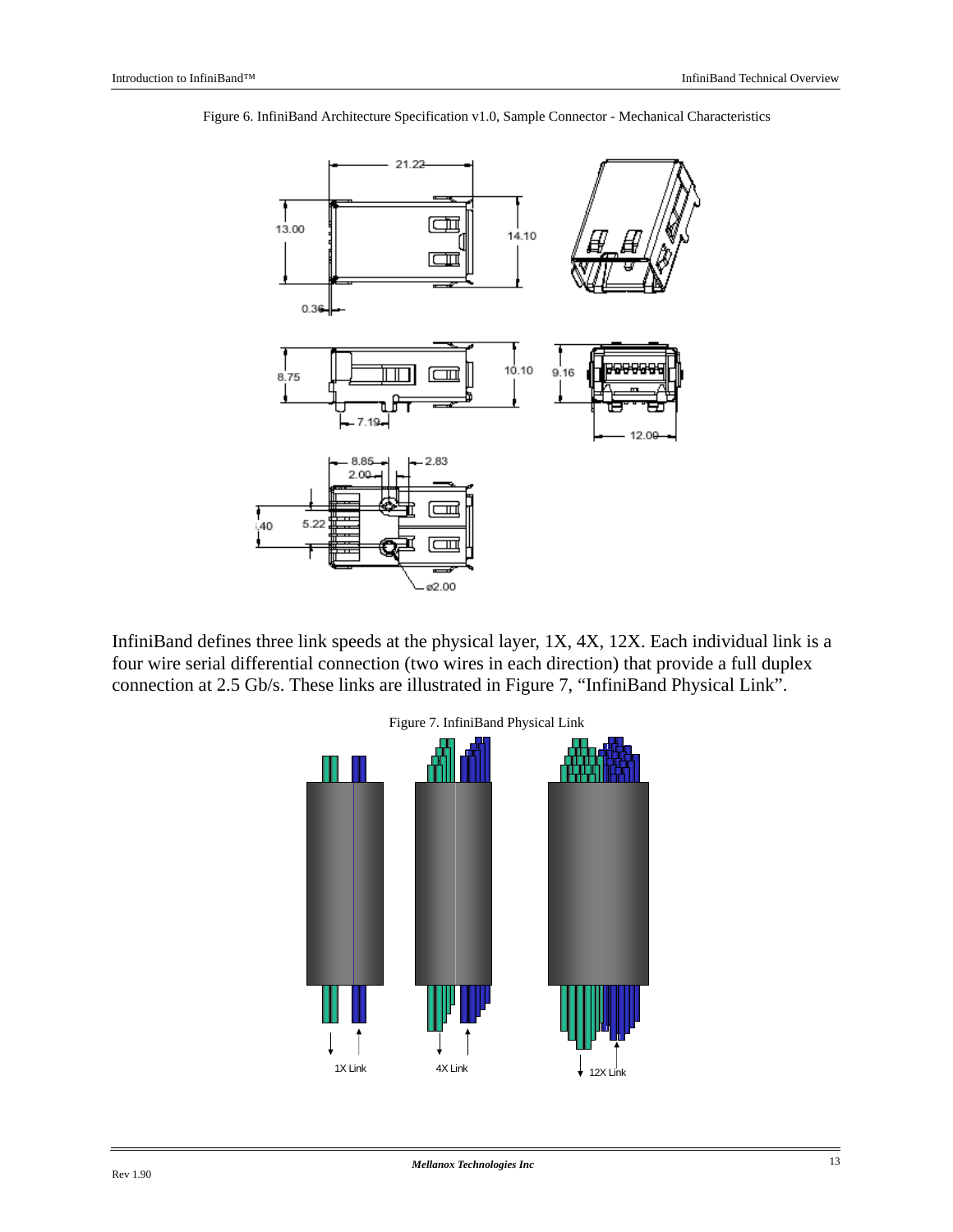Figure 6. InfiniBand Architecture Specification v1.0, Sample Connector - Mechanical Characteristics

InfiniBand defines three link speeds at the physical layer, 1X, 4X, 12X. Each individual link is a four wire serial differential connection (two wires in each direction) that provide a full duplex connection at 2.5 Gb/s. These links are illustrated in Figure 7, "InfiniBand Physical Link".

Figure 7. InfiniBand Physical Link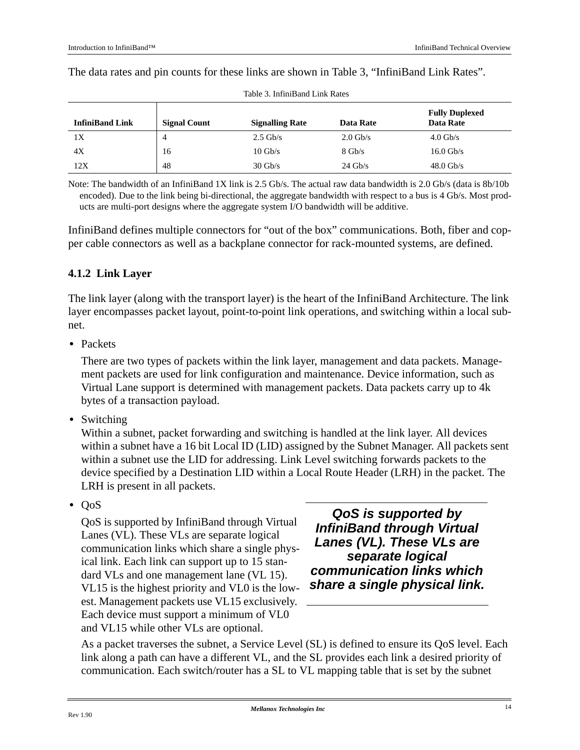The data rates and pin counts for these links are shown in Table 3, “InfiniBand Link Rates”.

Table 3. InfiniBand Link Rates

| InfiniBand Link | Signal Count | Signalling Rate | Data Rate | Fully Duplexed Data Rate |
|---|---|---|---|---|
| 1X | 4 | 2.5 Gb/s | 2.0 Gb/s | 4.0 Gb/s |
| 4X | 16 | 10 Gb/s | 8 Gb/s | 16.0 Gb/s |
| 12X | 48 | 30 Gb/s | 24 Gb/s | 48.0 Gb/s |

Note: The bandwidth of an InfiniBand 1X link is 2.5 Gb/s. The actual raw data bandwidth is 2.0 Gb/s (data is 8b/10b encoded). Due to the link being bi-directional, the aggregate bandwidth with respect to a bus is 4 Gb/s. Most products are multi-port designs where the aggregate system I/O bandwidth will be additive.

InfiniBand defines multiple connectors for “out of the box” communications. Both, fiber and copper cable connectors as well as a backplane connector for rack-mounted systems, are defined.

### 4.1.2 Link Layer

The link layer (along with the transport layer) is the heart of the InfiniBand Architecture. The link layer encompasses packet layout, point-to-point link operations, and switching within a local subnet.

- Packets

  There are two types of packets within the link layer, management and data packets. Management packets are used for link configuration and maintenance. Device information, such as Virtual Lane support is determined with management packets. Data packets carry up to 4k bytes of a transaction payload.

- Switching

  Within a subnet, packet forwarding and switching is handled at the link layer. All devices within a subnet have a 16 bit Local ID (LID) assigned by the Subnet Manager. All packets sent within a subnet use the LID for addressing. Link Level switching forwards packets to the device specified by a Destination LID within a Local Route Header (LRH) in the packet. The LRH is present in all packets.

- QoS

  QoS is supported by InfiniBand through Virtual Lanes (VL). These VLs are separate logical communication links which share a single physical link. Each link can support up to 15 standard VLs and one management lane (VL 15). VL15 is the highest priority and VL0 is the lowest. Management packets use VL15 exclusively. Each device must support a minimum of VL0 and VL15 while other VLs are optional.

  ***QoS is supported by InfiniBand through Virtual Lanes (VL). These VLs are separate logical communication links which share a single physical link.***

  As a packet traverses the subnet, a Service Level (SL) is defined to ensure its QoS level. Each link along a path can have a different VL, and the SL provides each link a desired priority of communication. Each switch/router has a SL to VL mapping table that is set by the subnet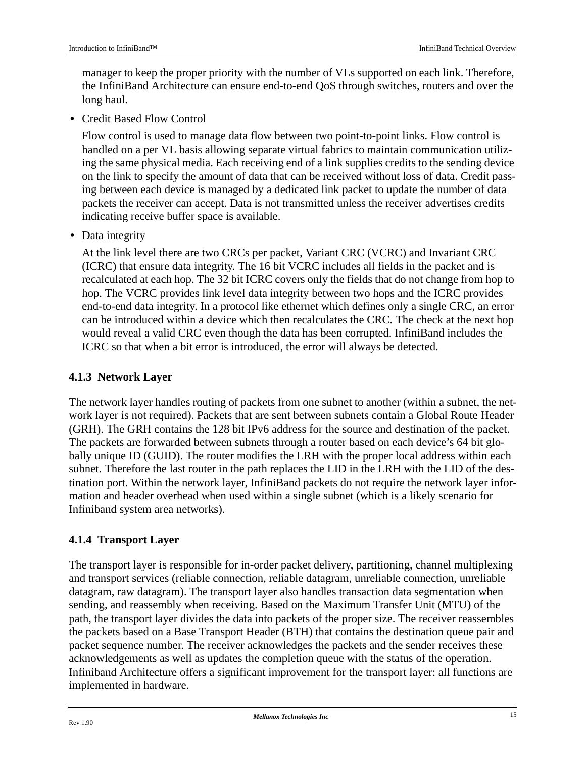manager to keep the proper priority with the number of VLs supported on each link. Therefore, the InfiniBand Architecture can ensure end-to-end QoS through switches, routers and over the long haul.

- Credit Based Flow Control

  Flow control is used to manage data flow between two point-to-point links. Flow control is handled on a per VL basis allowing separate virtual fabrics to maintain communication utilizing the same physical media. Each receiving end of a link supplies credits to the sending device on the link to specify the amount of data that can be received without loss of data. Credit passing between each device is managed by a dedicated link packet to update the number of data packets the receiver can accept. Data is not transmitted unless the receiver advertises credits indicating receive buffer space is available.

- Data integrity

  At the link level there are two CRCs per packet, Variant CRC (VCRC) and Invariant CRC (ICRC) that ensure data integrity. The 16 bit VCRC includes all fields in the packet and is recalculated at each hop. The 32 bit ICRC covers only the fields that do not change from hop to hop. The VCRC provides link level data integrity between two hops and the ICRC provides end-to-end data integrity. In a protocol like ethernet which defines only a single CRC, an error can be introduced within a device which then recalculates the CRC. The check at the next hop would reveal a valid CRC even though the data has been corrupted. InfiniBand includes the ICRC so that when a bit error is introduced, the error will always be detected.

### 4.1.3 Network Layer

The network layer handles routing of packets from one subnet to another (within a subnet, the network layer is not required). Packets that are sent between subnets contain a Global Route Header (GRH). The GRH contains the 128 bit IPv6 address for the source and destination of the packet. The packets are forwarded between subnets through a router based on each device's 64 bit globally unique ID (GUID). The router modifies the LRH with the proper local address within each subnet. Therefore the last router in the path replaces the LID in the LRH with the LID of the destination port. Within the network layer, InfiniBand packets do not require the network layer information and header overhead when used within a single subnet (which is a likely scenario for Infiniband system area networks).

### 4.1.4 Transport Layer

The transport layer is responsible for in-order packet delivery, partitioning, channel multiplexing and transport services (reliable connection, reliable datagram, unreliable connection, unreliable datagram, raw datagram). The transport layer also handles transaction data segmentation when sending, and reassembly when receiving. Based on the Maximum Transfer Unit (MTU) of the path, the transport layer divides the data into packets of the proper size. The receiver reassembles the packets based on a Base Transport Header (BTH) that contains the destination queue pair and packet sequence number. The receiver acknowledges the packets and the sender receives these acknowledgements as well as updates the completion queue with the status of the operation. Infiniband Architecture offers a significant improvement for the transport layer: all functions are implemented in hardware.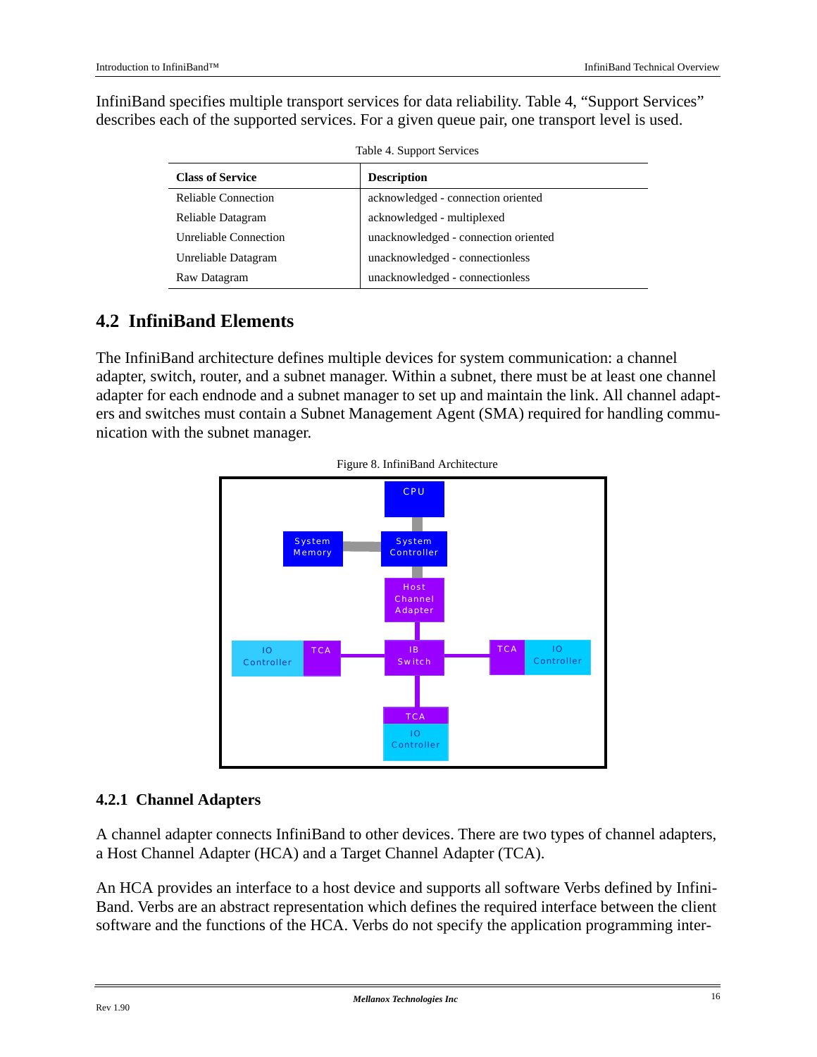InfiniBand specifies multiple transport services for data reliability. Table 4, "Support Services" describes each of the supported services. For a given queue pair, one transport level is used.

Table 4. Support Services

| Class of Service | Description |
|---|---|
| Reliable Connection | acknowledged - connection oriented |
| Reliable Datagram | acknowledged - multiplexed |
| Unreliable Connection | unacknowledged - connection oriented |
| Unreliable Datagram | unacknowledged - connectionless |
| Raw Datagram | unacknowledged - connectionless |

## 4.2 InfiniBand Elements

The InfiniBand architecture defines multiple devices for system communication: a channel adapter, switch, router, and a subnet manager. Within a subnet, there must be at least one channel adapter for each endnode and a subnet manager to set up and maintain the link. All channel adapters and switches must contain a Subnet Management Agent (SMA) required for handling communication with the subnet manager.

Figure 8. InfiniBand Architecture

### 4.2.1 Channel Adapters

A channel adapter connects InfiniBand to other devices. There are two types of channel adapters, a Host Channel Adapter (HCA) and a Target Channel Adapter (TCA).

An HCA provides an interface to a host device and supports all software Verbs defined by InfiniBand. Verbs are an abstract representation which defines the required interface between the client software and the functions of the HCA. Verbs do not specify the application programming inter-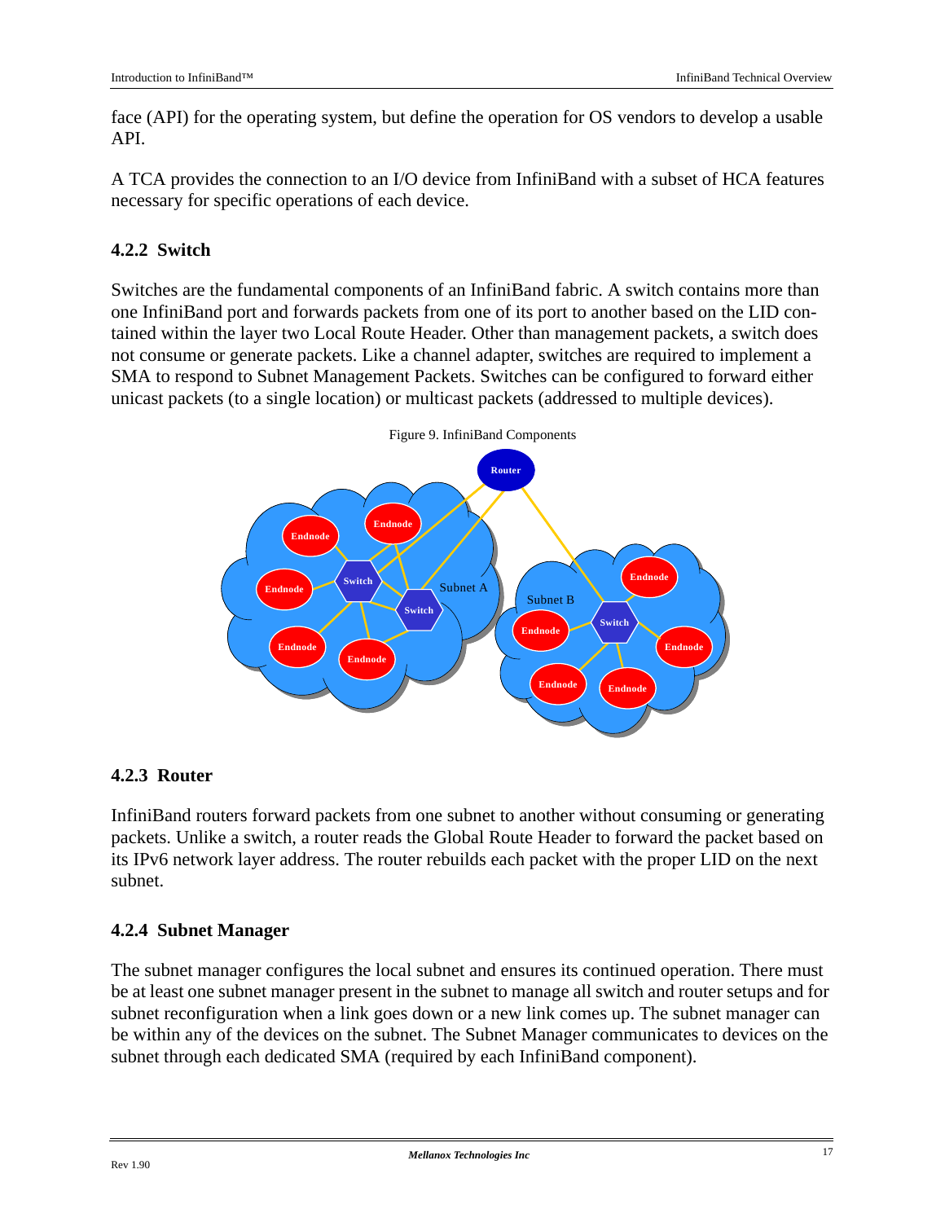face (API) for the operating system, but define the operation for OS vendors to develop a usable API.

A TCA provides the connection to an I/O device from InfiniBand with a subset of HCA features necessary for specific operations of each device.

### 4.2.2 Switch

Switches are the fundamental components of an InfiniBand fabric. A switch contains more than one InfiniBand port and forwards packets from one of its port to another based on the LID contained within the layer two Local Route Header. Other than management packets, a switch does not consume or generate packets. Like a channel adapter, switches are required to implement a SMA to respond to Subnet Management Packets. Switches can be configured to forward either unicast packets (to a single location) or multicast packets (addressed to multiple devices).

Figure 9. InfiniBand Components

### 4.2.3 Router

InfiniBand routers forward packets from one subnet to another without consuming or generating packets. Unlike a switch, a router reads the Global Route Header to forward the packet based on its IPv6 network layer address. The router rebuilds each packet with the proper LID on the next subnet.

### 4.2.4 Subnet Manager

The subnet manager configures the local subnet and ensures its continued operation. There must be at least one subnet manager present in the subnet to manage all switch and router setups and for subnet reconfiguration when a link goes down or a new link comes up. The subnet manager can be within any of the devices on the subnet. The Subnet Manager communicates to devices on the subnet through each dedicated SMA (required by each InfiniBand component).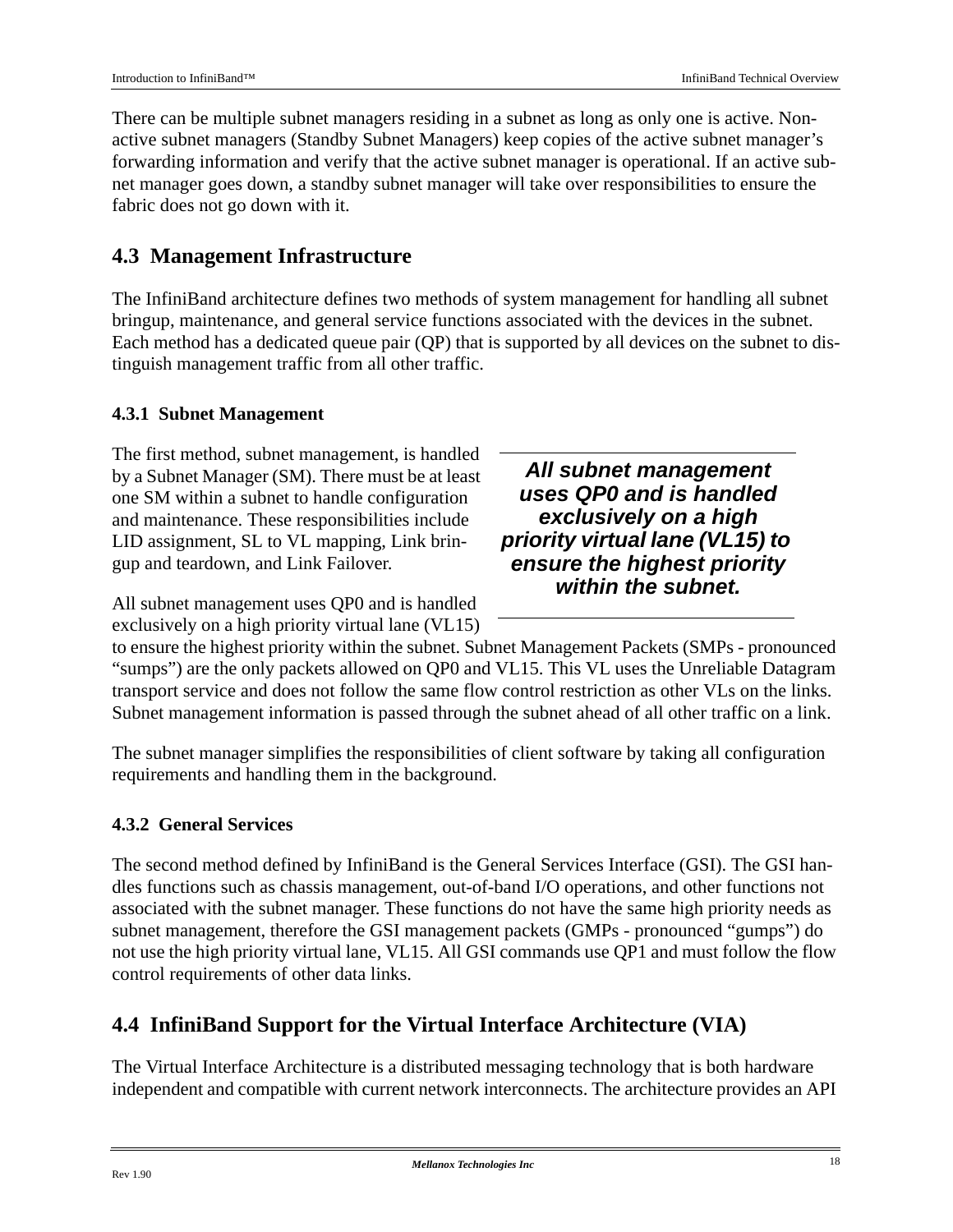There can be multiple subnet managers residing in a subnet as long as only one is active. Non-active subnet managers (Standby Subnet Managers) keep copies of the active subnet manager's forwarding information and verify that the active subnet manager is operational. If an active subnet manager goes down, a standby subnet manager will take over responsibilities to ensure the fabric does not go down with it.

## 4.3 Management Infrastructure

The InfiniBand architecture defines two methods of system management for handling all subnet bringup, maintenance, and general service functions associated with the devices in the subnet. Each method has a dedicated queue pair (QP) that is supported by all devices on the subnet to distinguish management traffic from all other traffic.

### 4.3.1 Subnet Management

The first method, subnet management, is handled by a Subnet Manager (SM). There must be at least one SM within a subnet to handle configuration and maintenance. These responsibilities include LID assignment, SL to VL mapping, Link bringup and teardown, and Link Failover.

> ***All subnet management uses QP0 and is handled exclusively on a high priority virtual lane (VL15) to ensure the highest priority within the subnet.***

All subnet management uses QP0 and is handled exclusively on a high priority virtual lane (VL15) to ensure the highest priority within the subnet. Subnet Management Packets (SMPs - pronounced "sumps") are the only packets allowed on QP0 and VL15. This VL uses the Unreliable Datagram transport service and does not follow the same flow control restriction as other VLs on the links. Subnet management information is passed through the subnet ahead of all other traffic on a link.

The subnet manager simplifies the responsibilities of client software by taking all configuration requirements and handling them in the background.

### 4.3.2 General Services

The second method defined by InfiniBand is the General Services Interface (GSI). The GSI handles functions such as chassis management, out-of-band I/O operations, and other functions not associated with the subnet manager. These functions do not have the same high priority needs as subnet management, therefore the GSI management packets (GMPs - pronounced "gumps") do not use the high priority virtual lane, VL15. All GSI commands use QP1 and must follow the flow control requirements of other data links.

## 4.4 InfiniBand Support for the Virtual Interface Architecture (VIA)

The Virtual Interface Architecture is a distributed messaging technology that is both hardware independent and compatible with current network interconnects. The architecture provides an API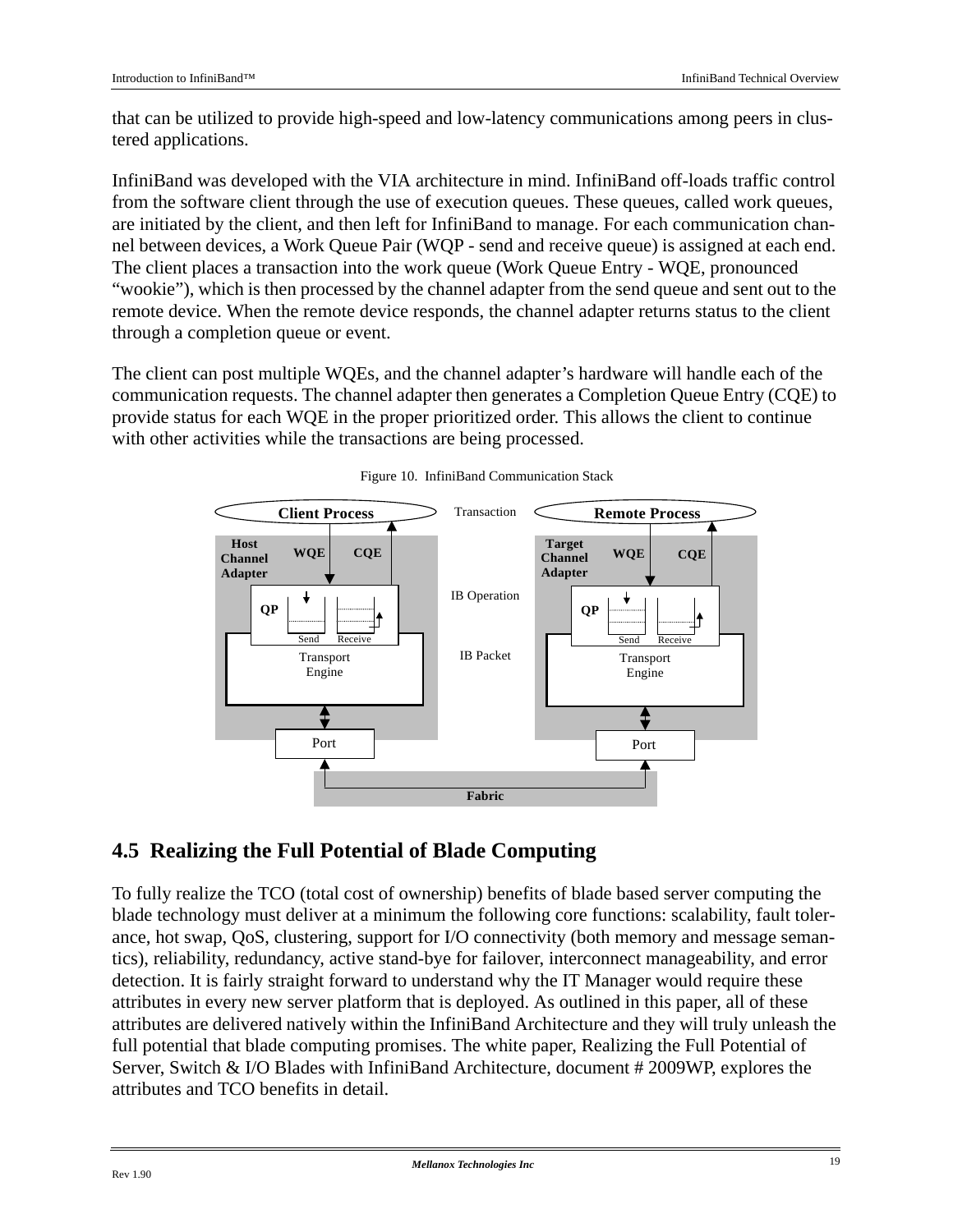that can be utilized to provide high-speed and low-latency communications among peers in clustered applications.

InfiniBand was developed with the VIA architecture in mind. InfiniBand off-loads traffic control from the software client through the use of execution queues. These queues, called work queues, are initiated by the client, and then left for InfiniBand to manage. For each communication channel between devices, a Work Queue Pair (WQP - send and receive queue) is assigned at each end. The client places a transaction into the work queue (Work Queue Entry - WQE, pronounced “wookie”), which is then processed by the channel adapter from the send queue and sent out to the remote device. When the remote device responds, the channel adapter returns status to the client through a completion queue or event.

The client can post multiple WQEs, and the channel adapter’s hardware will handle each of the communication requests. The channel adapter then generates a Completion Queue Entry (CQE) to provide status for each WQE in the proper prioritized order. This allows the client to continue with other activities while the transactions are being processed.

Figure 10. InfiniBand Communication Stack

## 4.5 Realizing the Full Potential of Blade Computing

To fully realize the TCO (total cost of ownership) benefits of blade based server computing the blade technology must deliver at a minimum the following core functions: scalability, fault tolerance, hot swap, QoS, clustering, support for I/O connectivity (both memory and message semantics), reliability, redundancy, active stand-bye for failover, interconnect manageability, and error detection. It is fairly straight forward to understand why the IT Manager would require these attributes in every new server platform that is deployed. As outlined in this paper, all of these attributes are delivered natively within the InfiniBand Architecture and they will truly unleash the full potential that blade computing promises. The white paper, Realizing the Full Potential of Server, Switch & I/O Blades with InfiniBand Architecture, document # 2009WP, explores the attributes and TCO benefits in detail.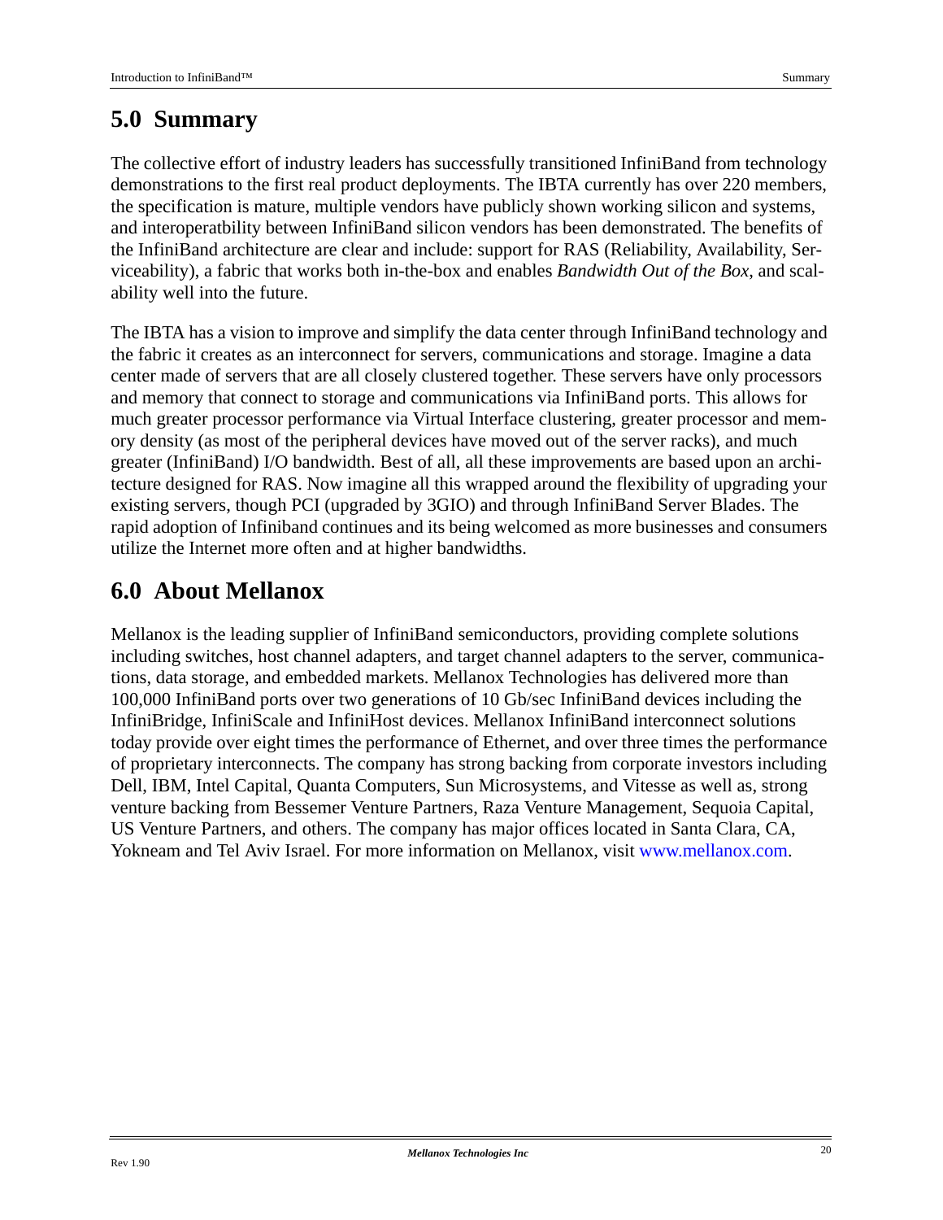## 5.0 Summary

The collective effort of industry leaders has successfully transitioned InfiniBand from technology demonstrations to the first real product deployments. The IBTA currently has over 220 members, the specification is mature, multiple vendors have publicly shown working silicon and systems, and interoperatbility between InfiniBand silicon vendors has been demonstrated. The benefits of the InfiniBand architecture are clear and include: support for RAS (Reliability, Availability, Serviceability), a fabric that works both in-the-box and enables *Bandwidth Out of the Box*, and scalability well into the future.

The IBTA has a vision to improve and simplify the data center through InfiniBand technology and the fabric it creates as an interconnect for servers, communications and storage. Imagine a data center made of servers that are all closely clustered together. These servers have only processors and memory that connect to storage and communications via InfiniBand ports. This allows for much greater processor performance via Virtual Interface clustering, greater processor and memory density (as most of the peripheral devices have moved out of the server racks), and much greater (InfiniBand) I/O bandwidth. Best of all, all these improvements are based upon an architecture designed for RAS. Now imagine all this wrapped around the flexibility of upgrading your existing servers, though PCI (upgraded by 3GIO) and through InfiniBand Server Blades. The rapid adoption of Infiniband continues and its being welcomed as more businesses and consumers utilize the Internet more often and at higher bandwidths.

## 6.0 About Mellanox

Mellanox is the leading supplier of InfiniBand semiconductors, providing complete solutions including switches, host channel adapters, and target channel adapters to the server, communications, data storage, and embedded markets. Mellanox Technologies has delivered more than 100,000 InfiniBand ports over two generations of 10 Gb/sec InfiniBand devices including the InfiniBridge, InfiniScale and InfiniHost devices. Mellanox InfiniBand interconnect solutions today provide over eight times the performance of Ethernet, and over three times the performance of proprietary interconnects. The company has strong backing from corporate investors including Dell, IBM, Intel Capital, Quanta Computers, Sun Microsystems, and Vitesse as well as, strong venture backing from Bessemer Venture Partners, Raza Venture Management, Sequoia Capital, US Venture Partners, and others. The company has major offices located in Santa Clara, CA, Yokneam and Tel Aviv Israel. For more information on Mellanox, visit www.mellanox.com.